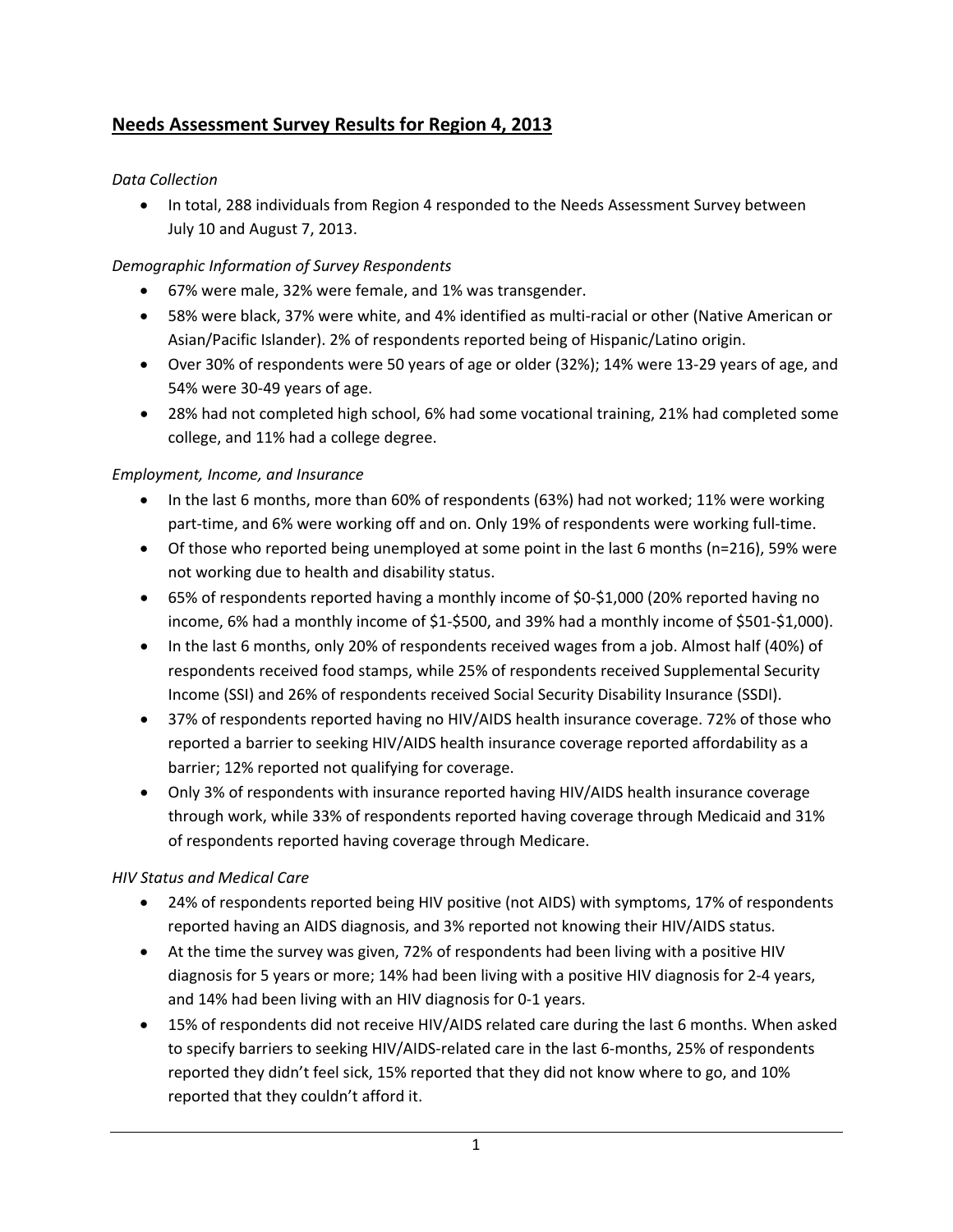# Needs Assessment Survey Results for Region 4, 2013

*Data Collection*

- In total, 288 individuals from Region 4 responded to the Needs Assessment Survey between July 10 and August 7, 2013.

*Demographic Information of Survey Respondents*

- 67% were male, 32% were female, and 1% was transgender.
- 58% were black, 37% were white, and 4% identified as multi-racial or other (Native American or Asian/Pacific Islander). 2% of respondents reported being of Hispanic/Latino origin.
- Over 30% of respondents were 50 years of age or older (32%); 14% were 13-29 years of age, and 54% were 30-49 years of age.
- 28% had not completed high school, 6% had some vocational training, 21% had completed some college, and 11% had a college degree.

*Employment, Income, and Insurance*

- In the last 6 months, more than 60% of respondents (63%) had not worked; 11% were working part-time, and 6% were working off and on. Only 19% of respondents were working full-time.
- Of those who reported being unemployed at some point in the last 6 months (n=216), 59% were not working due to health and disability status.
- 65% of respondents reported having a monthly income of $0-$1,000 (20% reported having no income, 6% had a monthly income of $1-$500, and 39% had a monthly income of $501-$1,000).
- In the last 6 months, only 20% of respondents received wages from a job. Almost half (40%) of respondents received food stamps, while 25% of respondents received Supplemental Security Income (SSI) and 26% of respondents received Social Security Disability Insurance (SSDI).
- 37% of respondents reported having no HIV/AIDS health insurance coverage. 72% of those who reported a barrier to seeking HIV/AIDS health insurance coverage reported affordability as a barrier; 12% reported not qualifying for coverage.
- Only 3% of respondents with insurance reported having HIV/AIDS health insurance coverage through work, while 33% of respondents reported having coverage through Medicaid and 31% of respondents reported having coverage through Medicare.

*HIV Status and Medical Care*

- 24% of respondents reported being HIV positive (not AIDS) with symptoms, 17% of respondents reported having an AIDS diagnosis, and 3% reported not knowing their HIV/AIDS status.
- At the time the survey was given, 72% of respondents had been living with a positive HIV diagnosis for 5 years or more; 14% had been living with a positive HIV diagnosis for 2-4 years, and 14% had been living with an HIV diagnosis for 0-1 years.
- 15% of respondents did not receive HIV/AIDS related care during the last 6 months. When asked to specify barriers to seeking HIV/AIDS-related care in the last 6-months, 25% of respondents reported they didn't feel sick, 15% reported that they did not know where to go, and 10% reported that they couldn't afford it.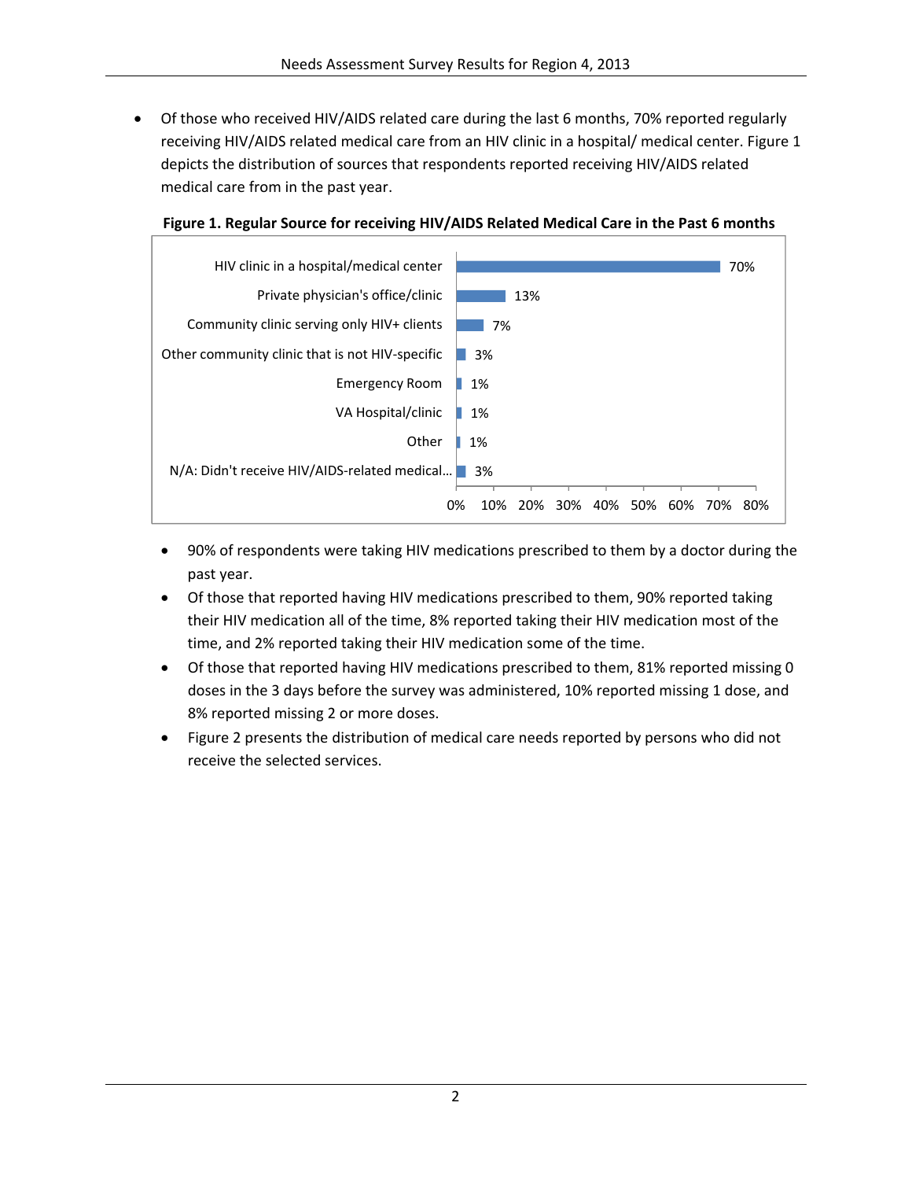- Of those who received HIV/AIDS related care during the last 6 months, 70% reported regularly receiving HIV/AIDS related medical care from an HIV clinic in a hospital/ medical center. Figure 1 depicts the distribution of sources that respondents reported receiving HIV/AIDS related medical care from in the past year.

**Figure 1. Regular Source for receiving HIV/AIDS Related Medical Care in the Past 6 months**

| Source | Percent |
|---|---|
| HIV clinic in a hospital/medical center | 70% |
| Private physician's office/clinic | 13% |
| Community clinic serving only HIV+ clients | 7% |
| Other community clinic that is not HIV-specific | 3% |
| Emergency Room | 1% |
| VA Hospital/clinic | 1% |
| Other | 1% |
| N/A: Didn't receive HIV/AIDS-related medical... | 3% |

- 90% of respondents were taking HIV medications prescribed to them by a doctor during the past year.
- Of those that reported having HIV medications prescribed to them, 90% reported taking their HIV medication all of the time, 8% reported taking their HIV medication most of the time, and 2% reported taking their HIV medication some of the time.
- Of those that reported having HIV medications prescribed to them, 81% reported missing 0 doses in the 3 days before the survey was administered, 10% reported missing 1 dose, and 8% reported missing 2 or more doses.
- Figure 2 presents the distribution of medical care needs reported by persons who did not receive the selected services.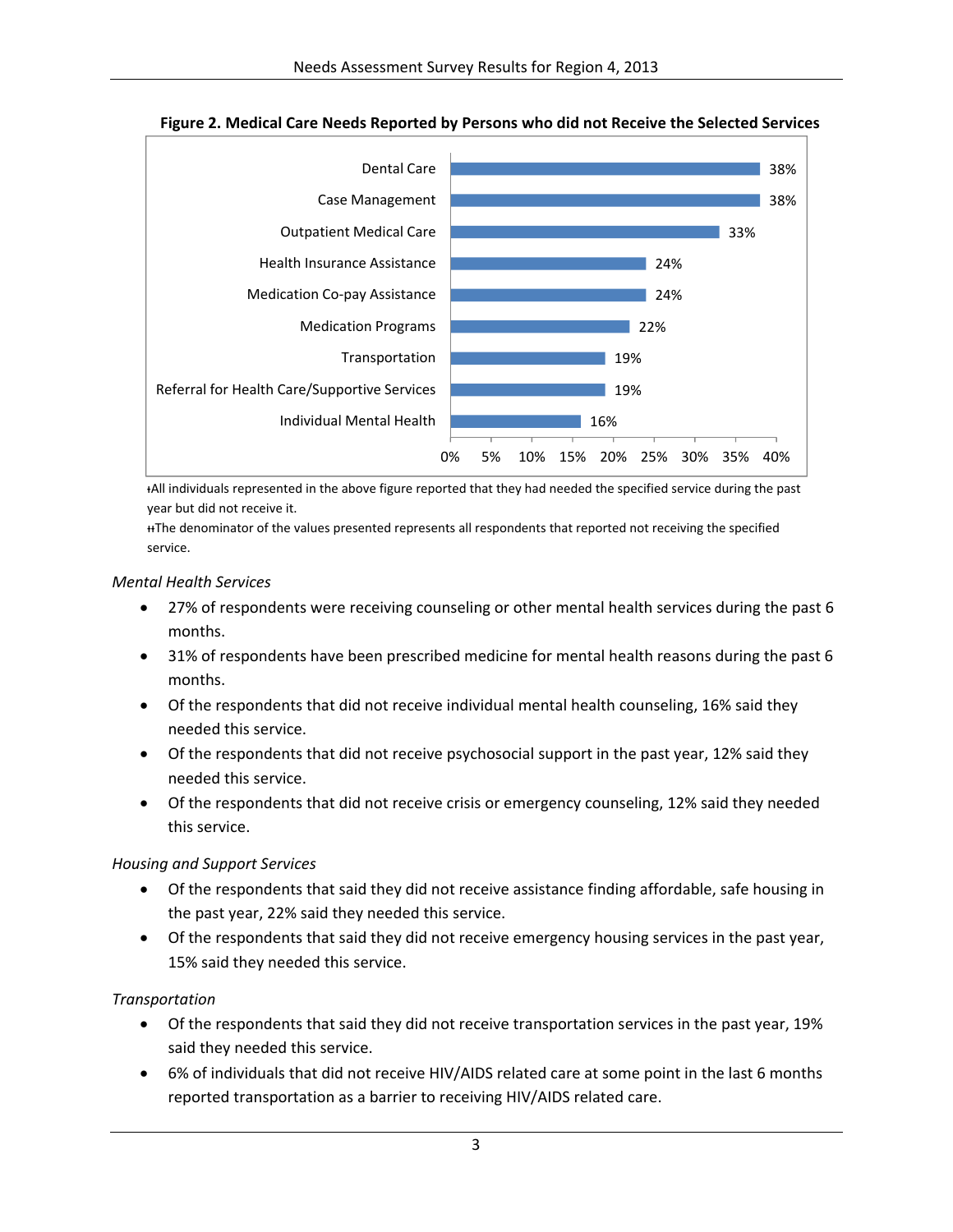**Figure 2. Medical Care Needs Reported by Persons who did not Receive the Selected Services**

Dental Care 38%
Case Management 38%
Outpatient Medical Care 33%
Health Insurance Assistance 24%
Medication Co-pay Assistance 24%
Medication Programs 22%
Transportation 19%
Referral for Health Care/Supportive Services 19%
Individual Mental Health 16%

0% 5% 10% 15% 20% 25% 30% 35% 40%

ƗAll individuals represented in the above figure reported that they had needed the specified service during the past year but did not receive it.

ƗƗThe denominator of the values presented represents all respondents that reported not receiving the specified service.

*Mental Health Services*

- 27% of respondents were receiving counseling or other mental health services during the past 6 months.
- 31% of respondents have been prescribed medicine for mental health reasons during the past 6 months.
- Of the respondents that did not receive individual mental health counseling, 16% said they needed this service.
- Of the respondents that did not receive psychosocial support in the past year, 12% said they needed this service.
- Of the respondents that did not receive crisis or emergency counseling, 12% said they needed this service.

*Housing and Support Services*

- Of the respondents that said they did not receive assistance finding affordable, safe housing in the past year, 22% said they needed this service.
- Of the respondents that said they did not receive emergency housing services in the past year, 15% said they needed this service.

*Transportation*

- Of the respondents that said they did not receive transportation services in the past year, 19% said they needed this service.
- 6% of individuals that did not receive HIV/AIDS related care at some point in the last 6 months reported transportation as a barrier to receiving HIV/AIDS related care.